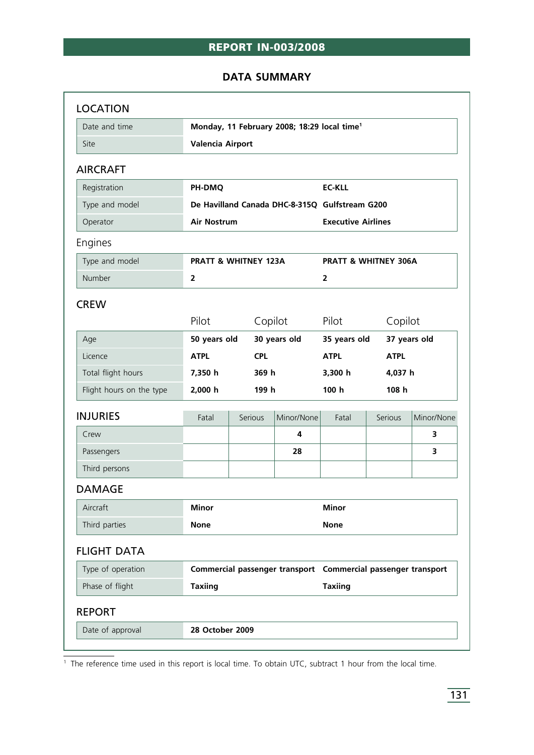# REPORT IN-003/2008

## DATA SUMMARY

### LOCATION

| | |
|---|---|
| Date and time | **Monday, 11 February 2008; 18:29 local time[1]** |
| Site | **Valencia Airport** |

### AIRCRAFT

| | | |
|---|---|---|
| Registration | **PH-DMQ** | **EC-KLL** |
| Type and model | **De Havilland Canada DHC-8-315Q** | **Gulfstream G200** |
| Operator | **Air Nostrum** | **Executive Airlines** |

### Engines

| | | |
|---|---|---|
| Type and model | **PRATT & WHITNEY 123A** | **PRATT & WHITNEY 306A** |
| Number | **2** | **2** |

### CREW

| | Pilot | Copilot | Pilot | Copilot |
|---|---|---|---|---|
| Age | **50 years old** | **30 years old** | **35 years old** | **37 years old** |
| Licence | **ATPL** | **CPL** | **ATPL** | **ATPL** |
| Total flight hours | **7,350 h** | **369 h** | **3,300 h** | **4,037 h** |
| Flight hours on the type | **2,000 h** | **199 h** | **100 h** | **108 h** |

### INJURIES

| INJURIES | Fatal | Serious | Minor/None | Fatal | Serious | Minor/None |
|---|---|---|---|---|---|---|
| Crew | | | **4** | | | **3** |
| Passengers | | | **28** | | | **3** |
| Third persons | | | | | | |

### DAMAGE

| | | |
|---|---|---|
| Aircraft | **Minor** | **Minor** |
| Third parties | **None** | **None** |

### FLIGHT DATA

| | | |
|---|---|---|
| Type of operation | **Commercial passenger transport** | **Commercial passenger transport** |
| Phase of flight | **Taxiing** | **Taxiing** |

### REPORT

| | |
|---|---|
| Date of approval | **28 October 2009** |

[1] The reference time used in this report is local time. To obtain UTC, subtract 1 hour from the local time.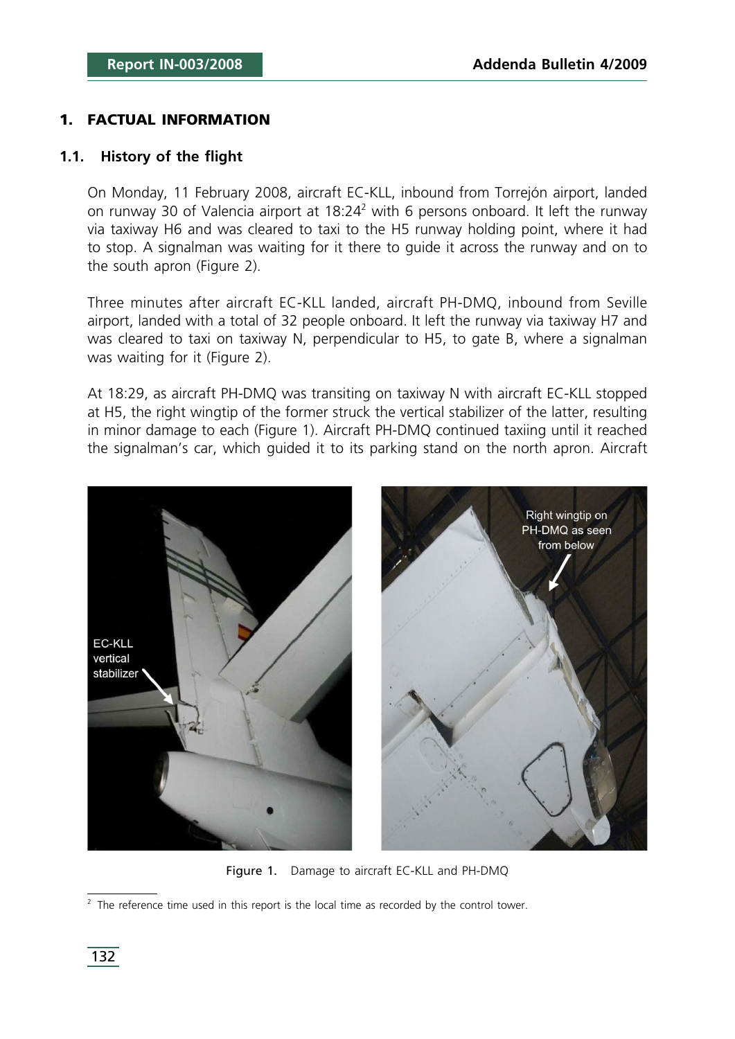## 1. FACTUAL INFORMATION

### 1.1. History of the flight

On Monday, 11 February 2008, aircraft EC-KLL, inbound from Torrejón airport, landed on runway 30 of Valencia airport at 18:24[2] with 6 persons onboard. It left the runway via taxiway H6 and was cleared to taxi to the H5 runway holding point, where it had to stop. A signalman was waiting for it there to guide it across the runway and on to the south apron (Figure 2).

Three minutes after aircraft EC-KLL landed, aircraft PH-DMQ, inbound from Seville airport, landed with a total of 32 people onboard. It left the runway via taxiway H7 and was cleared to taxi on taxiway N, perpendicular to H5, to gate B, where a signalman was waiting for it (Figure 2).

At 18:29, as aircraft PH-DMQ was transiting on taxiway N with aircraft EC-KLL stopped at H5, the right wingtip of the former struck the vertical stabilizer of the latter, resulting in minor damage to each (Figure 1). Aircraft PH-DMQ continued taxiing until it reached the signalman's car, which guided it to its parking stand on the north apron. Aircraft

Figure 1. Damage to aircraft EC-KLL and PH-DMQ

[2] The reference time used in this report is the local time as recorded by the control tower.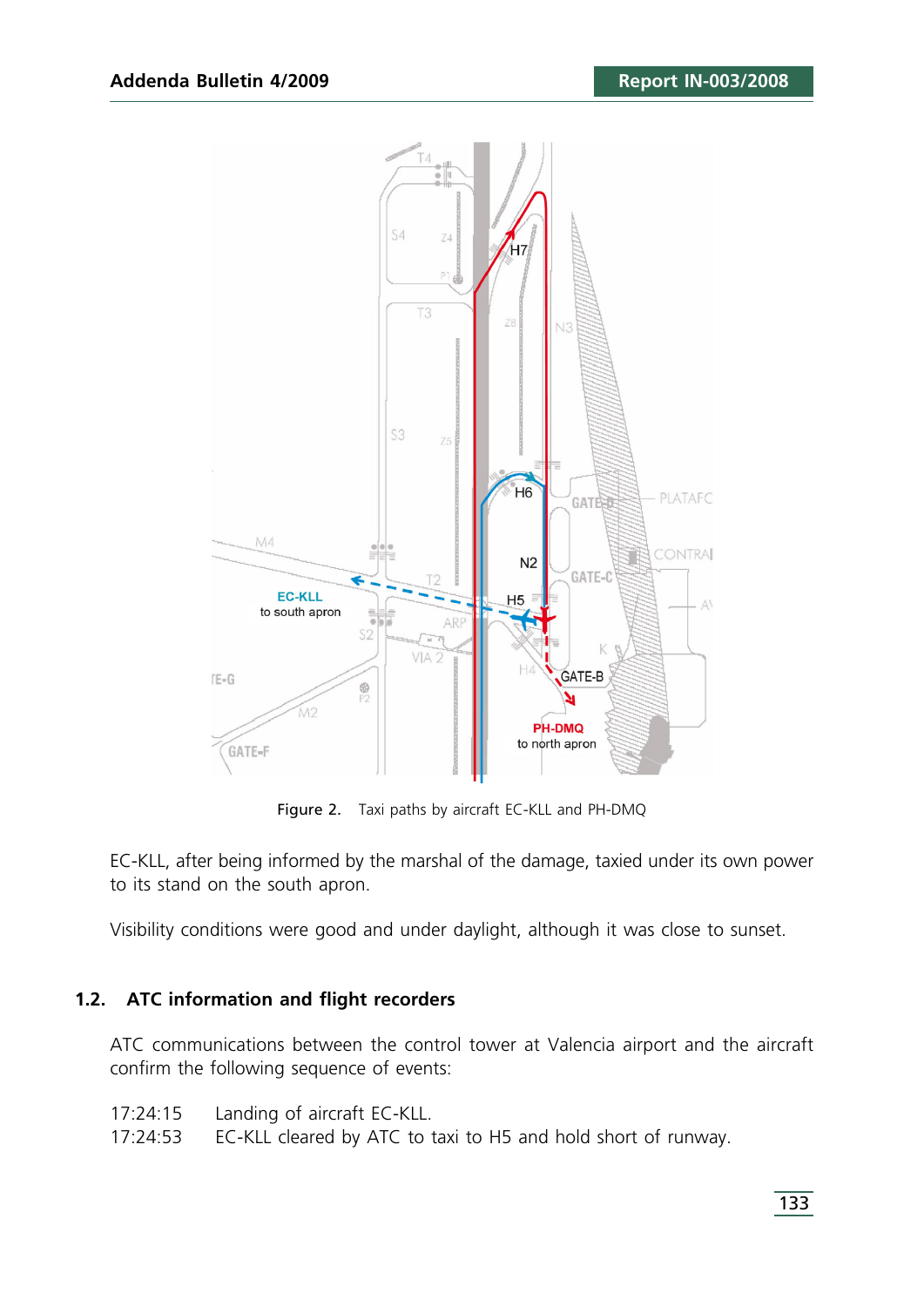Figure 2. Taxi paths by aircraft EC-KLL and PH-DMQ

EC-KLL, after being informed by the marshal of the damage, taxied under its own power to its stand on the south apron.

Visibility conditions were good and under daylight, although it was close to sunset.

## 1.2. ATC information and flight recorders

ATC communications between the control tower at Valencia airport and the aircraft confirm the following sequence of events:

17:24:15 Landing of aircraft EC-KLL.
17:24:53 EC-KLL cleared by ATC to taxi to H5 and hold short of runway.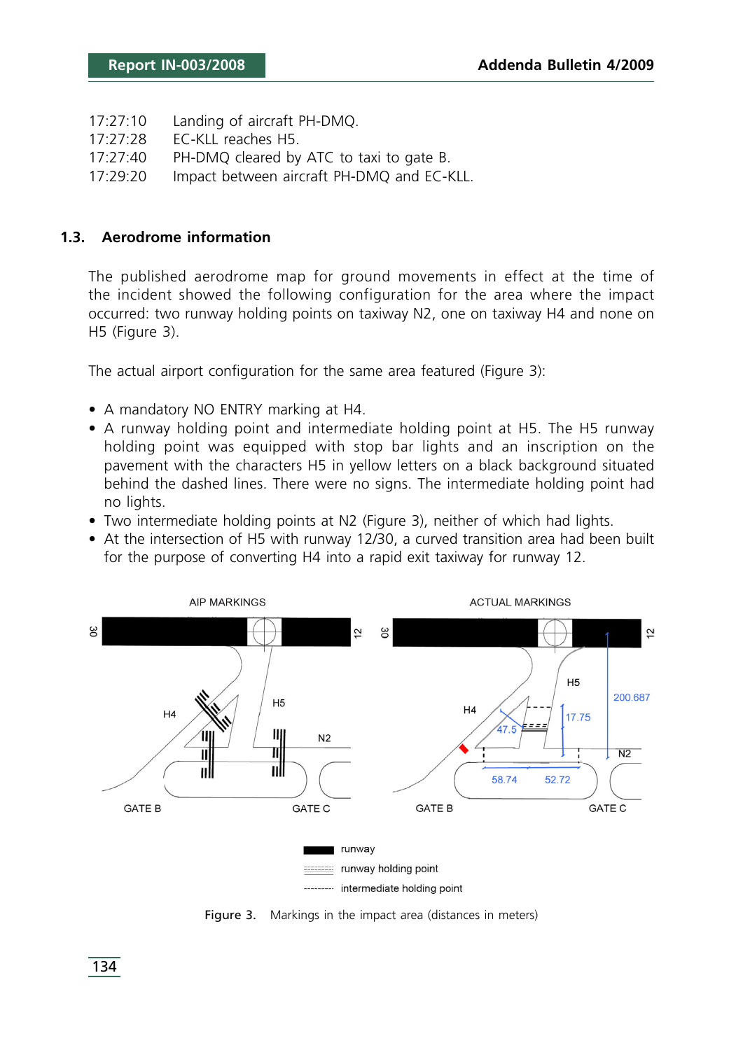17:27:10 Landing of aircraft PH-DMQ.
17:27:28 EC-KLL reaches H5.
17:27:40 PH-DMQ cleared by ATC to taxi to gate B.
17:29:20 Impact between aircraft PH-DMQ and EC-KLL.

## 1.3. Aerodrome information

The published aerodrome map for ground movements in effect at the time of the incident showed the following configuration for the area where the impact occurred: two runway holding points on taxiway N2, one on taxiway H4 and none on H5 (Figure 3).

The actual airport configuration for the same area featured (Figure 3):

- A mandatory NO ENTRY marking at H4.
- A runway holding point and intermediate holding point at H5. The H5 runway holding point was equipped with stop bar lights and an inscription on the pavement with the characters H5 in yellow letters on a black background situated behind the dashed lines. There were no signs. The intermediate holding point had no lights.
- Two intermediate holding points at N2 (Figure 3), neither of which had lights.
- At the intersection of H5 with runway 12/30, a curved transition area had been built for the purpose of converting H4 into a rapid exit taxiway for runway 12.

Figure 3. Markings in the impact area (distances in meters)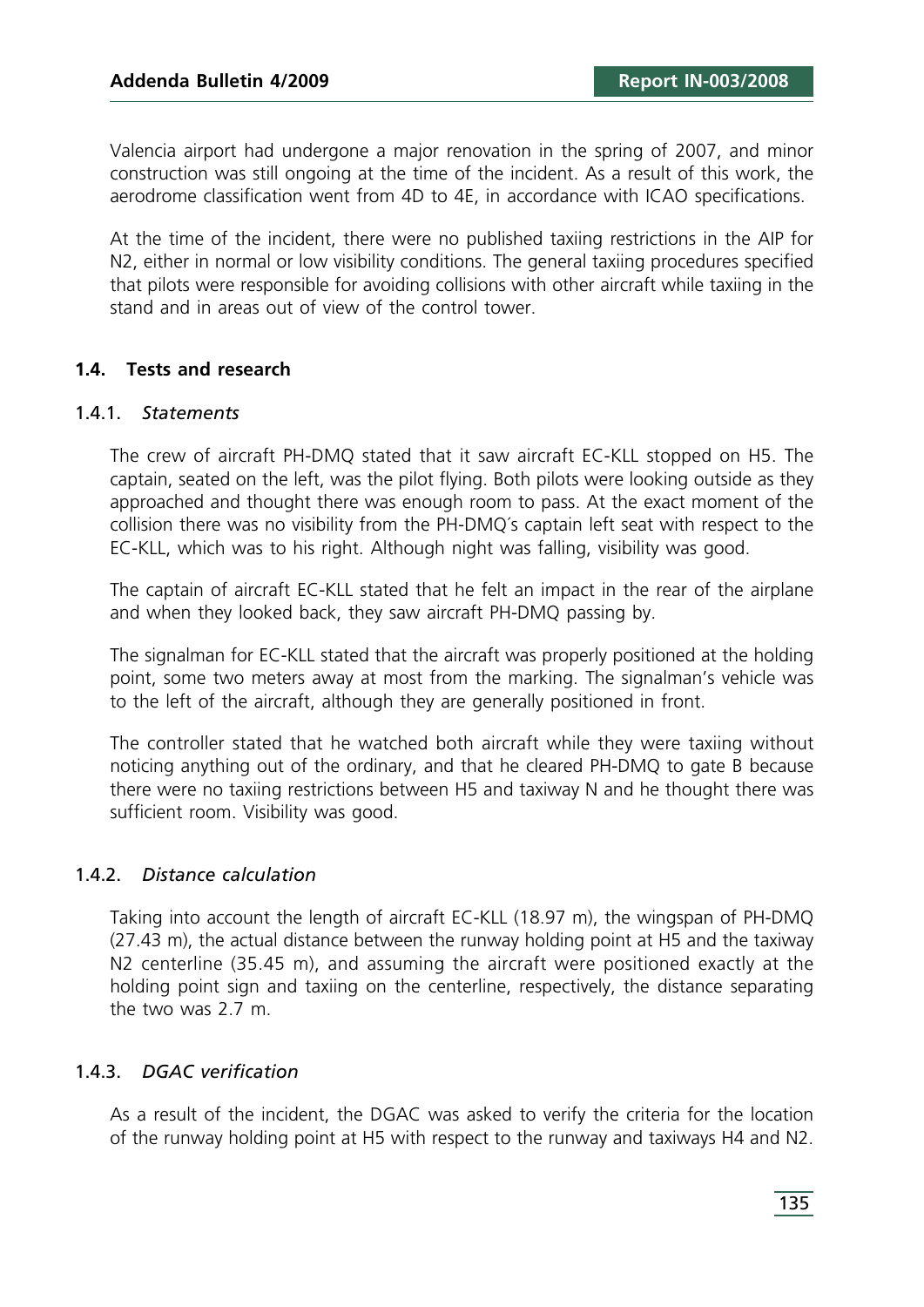Valencia airport had undergone a major renovation in the spring of 2007, and minor construction was still ongoing at the time of the incident. As a result of this work, the aerodrome classification went from 4D to 4E, in accordance with ICAO specifications.

At the time of the incident, there were no published taxiing restrictions in the AIP for N2, either in normal or low visibility conditions. The general taxiing procedures specified that pilots were responsible for avoiding collisions with other aircraft while taxiing in the stand and in areas out of view of the control tower.

### 1.4. Tests and research

#### 1.4.1. *Statements*

The crew of aircraft PH-DMQ stated that it saw aircraft EC-KLL stopped on H5. The captain, seated on the left, was the pilot flying. Both pilots were looking outside as they approached and thought there was enough room to pass. At the exact moment of the collision there was no visibility from the PH-DMQ´s captain left seat with respect to the EC-KLL, which was to his right. Although night was falling, visibility was good.

The captain of aircraft EC-KLL stated that he felt an impact in the rear of the airplane and when they looked back, they saw aircraft PH-DMQ passing by.

The signalman for EC-KLL stated that the aircraft was properly positioned at the holding point, some two meters away at most from the marking. The signalman's vehicle was to the left of the aircraft, although they are generally positioned in front.

The controller stated that he watched both aircraft while they were taxiing without noticing anything out of the ordinary, and that he cleared PH-DMQ to gate B because there were no taxiing restrictions between H5 and taxiway N and he thought there was sufficient room. Visibility was good.

#### 1.4.2. *Distance calculation*

Taking into account the length of aircraft EC-KLL (18.97 m), the wingspan of PH-DMQ (27.43 m), the actual distance between the runway holding point at H5 and the taxiway N2 centerline (35.45 m), and assuming the aircraft were positioned exactly at the holding point sign and taxiing on the centerline, respectively, the distance separating the two was 2.7 m.

#### 1.4.3. *DGAC verification*

As a result of the incident, the DGAC was asked to verify the criteria for the location of the runway holding point at H5 with respect to the runway and taxiways H4 and N2.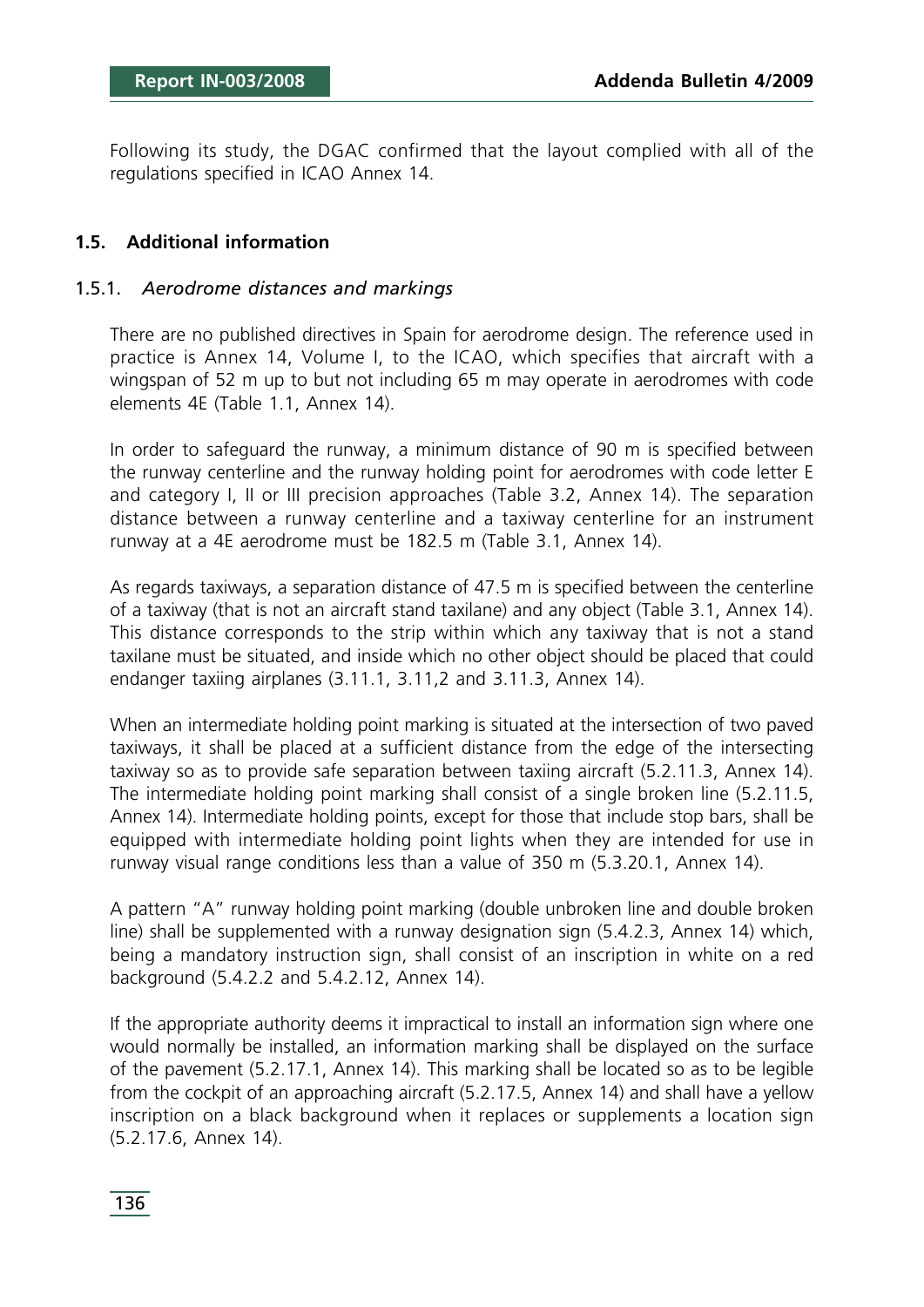Following its study, the DGAC confirmed that the layout complied with all of the regulations specified in ICAO Annex 14.

## 1.5. Additional information

### 1.5.1. *Aerodrome distances and markings*

There are no published directives in Spain for aerodrome design. The reference used in practice is Annex 14, Volume I, to the ICAO, which specifies that aircraft with a wingspan of 52 m up to but not including 65 m may operate in aerodromes with code elements 4E (Table 1.1, Annex 14).

In order to safeguard the runway, a minimum distance of 90 m is specified between the runway centerline and the runway holding point for aerodromes with code letter E and category I, II or III precision approaches (Table 3.2, Annex 14). The separation distance between a runway centerline and a taxiway centerline for an instrument runway at a 4E aerodrome must be 182.5 m (Table 3.1, Annex 14).

As regards taxiways, a separation distance of 47.5 m is specified between the centerline of a taxiway (that is not an aircraft stand taxilane) and any object (Table 3.1, Annex 14). This distance corresponds to the strip within which any taxiway that is not a stand taxilane must be situated, and inside which no other object should be placed that could endanger taxiing airplanes (3.11.1, 3.11,2 and 3.11.3, Annex 14).

When an intermediate holding point marking is situated at the intersection of two paved taxiways, it shall be placed at a sufficient distance from the edge of the intersecting taxiway so as to provide safe separation between taxiing aircraft (5.2.11.3, Annex 14). The intermediate holding point marking shall consist of a single broken line (5.2.11.5, Annex 14). Intermediate holding points, except for those that include stop bars, shall be equipped with intermediate holding point lights when they are intended for use in runway visual range conditions less than a value of 350 m (5.3.20.1, Annex 14).

A pattern "A" runway holding point marking (double unbroken line and double broken line) shall be supplemented with a runway designation sign (5.4.2.3, Annex 14) which, being a mandatory instruction sign, shall consist of an inscription in white on a red background (5.4.2.2 and 5.4.2.12, Annex 14).

If the appropriate authority deems it impractical to install an information sign where one would normally be installed, an information marking shall be displayed on the surface of the pavement (5.2.17.1, Annex 14). This marking shall be located so as to be legible from the cockpit of an approaching aircraft (5.2.17.5, Annex 14) and shall have a yellow inscription on a black background when it replaces or supplements a location sign (5.2.17.6, Annex 14).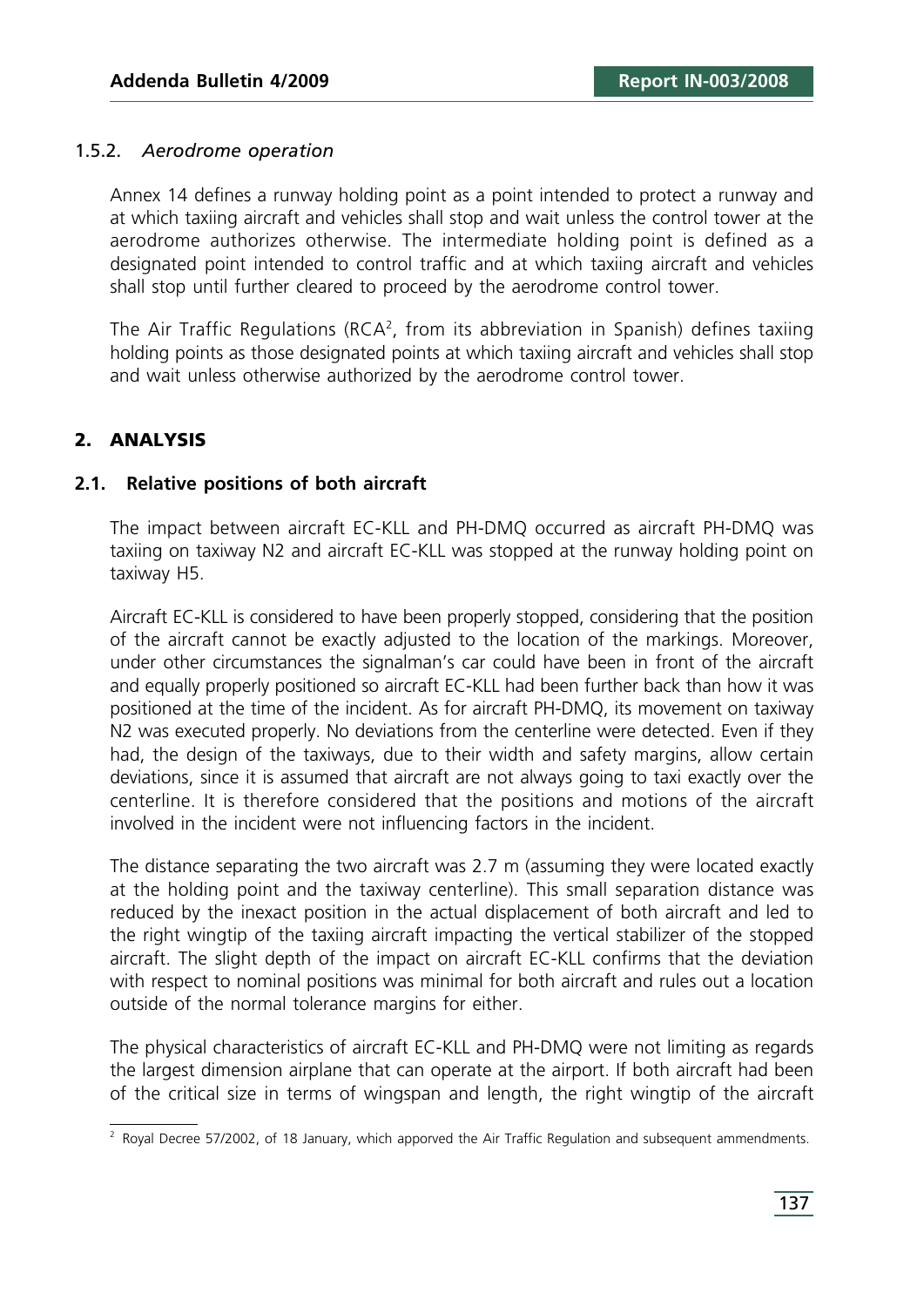### 1.5.2. *Aerodrome operation*

Annex 14 defines a runway holding point as a point intended to protect a runway and at which taxiing aircraft and vehicles shall stop and wait unless the control tower at the aerodrome authorizes otherwise. The intermediate holding point is defined as a designated point intended to control traffic and at which taxiing aircraft and vehicles shall stop until further cleared to proceed by the aerodrome control tower.

The Air Traffic Regulations (RCA[2], from its abbreviation in Spanish) defines taxiing holding points as those designated points at which taxiing aircraft and vehicles shall stop and wait unless otherwise authorized by the aerodrome control tower.

## 2. ANALYSIS

### 2.1. Relative positions of both aircraft

The impact between aircraft EC-KLL and PH-DMQ occurred as aircraft PH-DMQ was taxiing on taxiway N2 and aircraft EC-KLL was stopped at the runway holding point on taxiway H5.

Aircraft EC-KLL is considered to have been properly stopped, considering that the position of the aircraft cannot be exactly adjusted to the location of the markings. Moreover, under other circumstances the signalman's car could have been in front of the aircraft and equally properly positioned so aircraft EC-KLL had been further back than how it was positioned at the time of the incident. As for aircraft PH-DMQ, its movement on taxiway N2 was executed properly. No deviations from the centerline were detected. Even if they had, the design of the taxiways, due to their width and safety margins, allow certain deviations, since it is assumed that aircraft are not always going to taxi exactly over the centerline. It is therefore considered that the positions and motions of the aircraft involved in the incident were not influencing factors in the incident.

The distance separating the two aircraft was 2.7 m (assuming they were located exactly at the holding point and the taxiway centerline). This small separation distance was reduced by the inexact position in the actual displacement of both aircraft and led to the right wingtip of the taxiing aircraft impacting the vertical stabilizer of the stopped aircraft. The slight depth of the impact on aircraft EC-KLL confirms that the deviation with respect to nominal positions was minimal for both aircraft and rules out a location outside of the normal tolerance margins for either.

The physical characteristics of aircraft EC-KLL and PH-DMQ were not limiting as regards the largest dimension airplane that can operate at the airport. If both aircraft had been of the critical size in terms of wingspan and length, the right wingtip of the aircraft

[2] Royal Decree 57/2002, of 18 January, which apporved the Air Traffic Regulation and subsequent ammendments.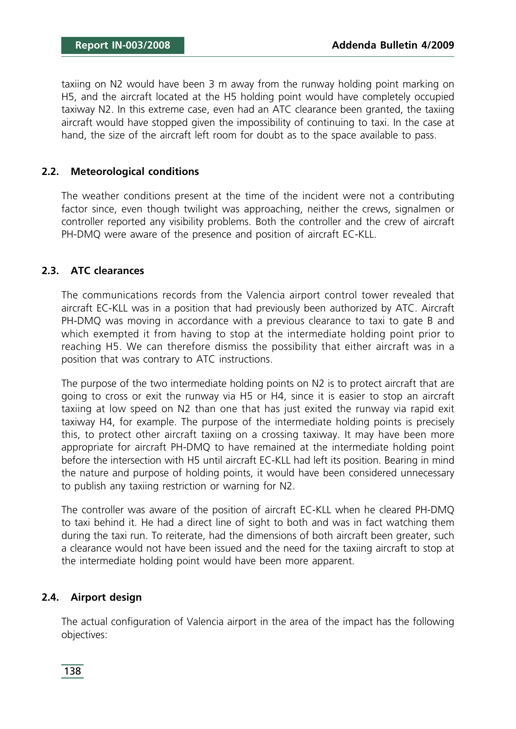taxiing on N2 would have been 3 m away from the runway holding point marking on H5, and the aircraft located at the H5 holding point would have completely occupied taxiway N2. In this extreme case, even had an ATC clearance been granted, the taxiing aircraft would have stopped given the impossibility of continuing to taxi. In the case at hand, the size of the aircraft left room for doubt as to the space available to pass.

### 2.2. Meteorological conditions

The weather conditions present at the time of the incident were not a contributing factor since, even though twilight was approaching, neither the crews, signalmen or controller reported any visibility problems. Both the controller and the crew of aircraft PH-DMQ were aware of the presence and position of aircraft EC-KLL.

### 2.3. ATC clearances

The communications records from the Valencia airport control tower revealed that aircraft EC-KLL was in a position that had previously been authorized by ATC. Aircraft PH-DMQ was moving in accordance with a previous clearance to taxi to gate B and which exempted it from having to stop at the intermediate holding point prior to reaching H5. We can therefore dismiss the possibility that either aircraft was in a position that was contrary to ATC instructions.

The purpose of the two intermediate holding points on N2 is to protect aircraft that are going to cross or exit the runway via H5 or H4, since it is easier to stop an aircraft taxiing at low speed on N2 than one that has just exited the runway via rapid exit taxiway H4, for example. The purpose of the intermediate holding points is precisely this, to protect other aircraft taxiing on a crossing taxiway. It may have been more appropriate for aircraft PH-DMQ to have remained at the intermediate holding point before the intersection with H5 until aircraft EC-KLL had left its position. Bearing in mind the nature and purpose of holding points, it would have been considered unnecessary to publish any taxiing restriction or warning for N2.

The controller was aware of the position of aircraft EC-KLL when he cleared PH-DMQ to taxi behind it. He had a direct line of sight to both and was in fact watching them during the taxi run. To reiterate, had the dimensions of both aircraft been greater, such a clearance would not have been issued and the need for the taxiing aircraft to stop at the intermediate holding point would have been more apparent.

### 2.4. Airport design

The actual configuration of Valencia airport in the area of the impact has the following objectives: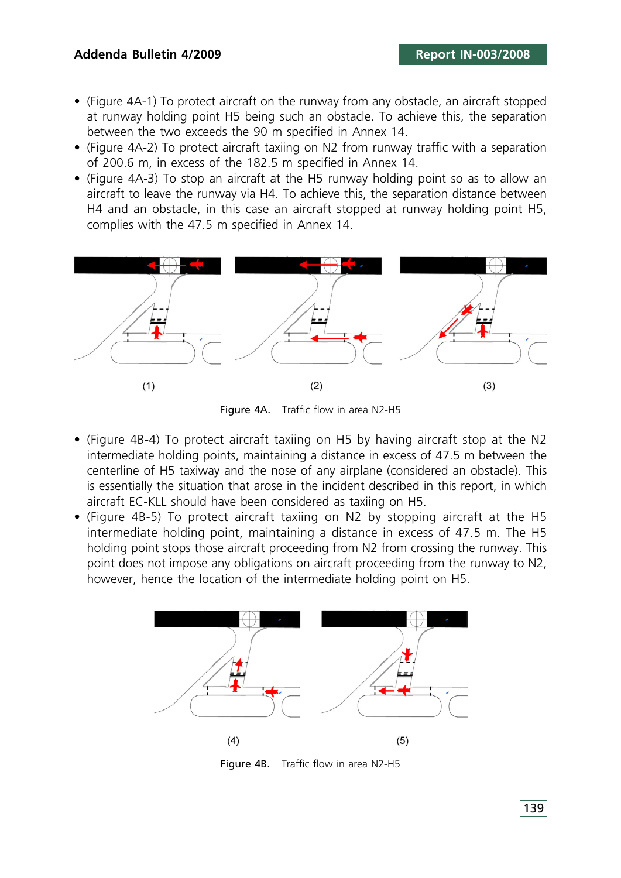- (Figure 4A-1) To protect aircraft on the runway from any obstacle, an aircraft stopped at runway holding point H5 being such an obstacle. To achieve this, the separation between the two exceeds the 90 m specified in Annex 14.
- (Figure 4A-2) To protect aircraft taxiing on N2 from runway traffic with a separation of 200.6 m, in excess of the 182.5 m specified in Annex 14.
- (Figure 4A-3) To stop an aircraft at the H5 runway holding point so as to allow an aircraft to leave the runway via H4. To achieve this, the separation distance between H4 and an obstacle, in this case an aircraft stopped at runway holding point H5, complies with the 47.5 m specified in Annex 14.

(1) (2) (3)

Figure 4A. Traffic flow in area N2-H5

- (Figure 4B-4) To protect aircraft taxiing on H5 by having aircraft stop at the N2 intermediate holding points, maintaining a distance in excess of 47.5 m between the centerline of H5 taxiway and the nose of any airplane (considered an obstacle). This is essentially the situation that arose in the incident described in this report, in which aircraft EC-KLL should have been considered as taxiing on H5.
- (Figure 4B-5) To protect aircraft taxiing on N2 by stopping aircraft at the H5 intermediate holding point, maintaining a distance in excess of 47.5 m. The H5 holding point stops those aircraft proceeding from N2 from crossing the runway. This point does not impose any obligations on aircraft proceeding from the runway to N2, however, hence the location of the intermediate holding point on H5.

(4) (5)

Figure 4B. Traffic flow in area N2-H5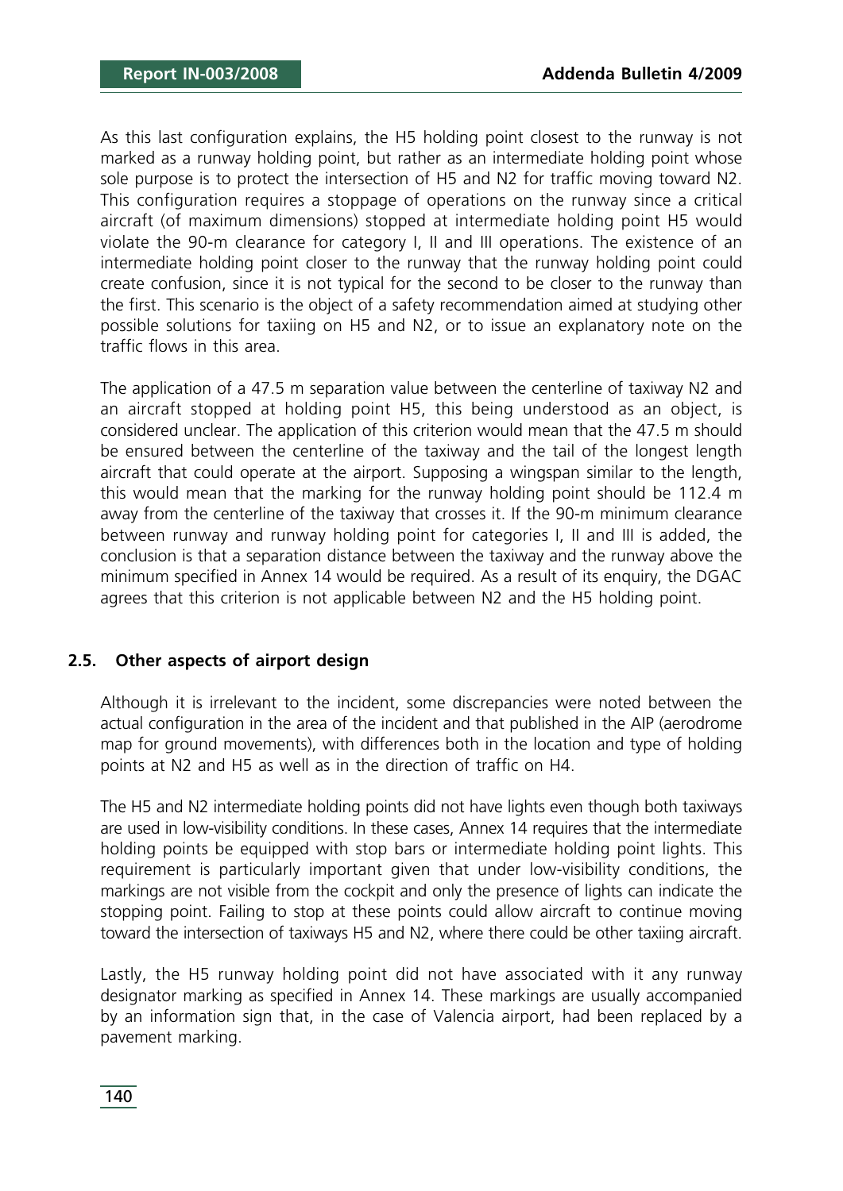As this last configuration explains, the H5 holding point closest to the runway is not marked as a runway holding point, but rather as an intermediate holding point whose sole purpose is to protect the intersection of H5 and N2 for traffic moving toward N2. This configuration requires a stoppage of operations on the runway since a critical aircraft (of maximum dimensions) stopped at intermediate holding point H5 would violate the 90-m clearance for category I, II and III operations. The existence of an intermediate holding point closer to the runway that the runway holding point could create confusion, since it is not typical for the second to be closer to the runway than the first. This scenario is the object of a safety recommendation aimed at studying other possible solutions for taxiing on H5 and N2, or to issue an explanatory note on the traffic flows in this area.

The application of a 47.5 m separation value between the centerline of taxiway N2 and an aircraft stopped at holding point H5, this being understood as an object, is considered unclear. The application of this criterion would mean that the 47.5 m should be ensured between the centerline of the taxiway and the tail of the longest length aircraft that could operate at the airport. Supposing a wingspan similar to the length, this would mean that the marking for the runway holding point should be 112.4 m away from the centerline of the taxiway that crosses it. If the 90-m minimum clearance between runway and runway holding point for categories I, II and III is added, the conclusion is that a separation distance between the taxiway and the runway above the minimum specified in Annex 14 would be required. As a result of its enquiry, the DGAC agrees that this criterion is not applicable between N2 and the H5 holding point.

### 2.5. Other aspects of airport design

Although it is irrelevant to the incident, some discrepancies were noted between the actual configuration in the area of the incident and that published in the AIP (aerodrome map for ground movements), with differences both in the location and type of holding points at N2 and H5 as well as in the direction of traffic on H4.

The H5 and N2 intermediate holding points did not have lights even though both taxiways are used in low-visibility conditions. In these cases, Annex 14 requires that the intermediate holding points be equipped with stop bars or intermediate holding point lights. This requirement is particularly important given that under low-visibility conditions, the markings are not visible from the cockpit and only the presence of lights can indicate the stopping point. Failing to stop at these points could allow aircraft to continue moving toward the intersection of taxiways H5 and N2, where there could be other taxiing aircraft.

Lastly, the H5 runway holding point did not have associated with it any runway designator marking as specified in Annex 14. These markings are usually accompanied by an information sign that, in the case of Valencia airport, had been replaced by a pavement marking.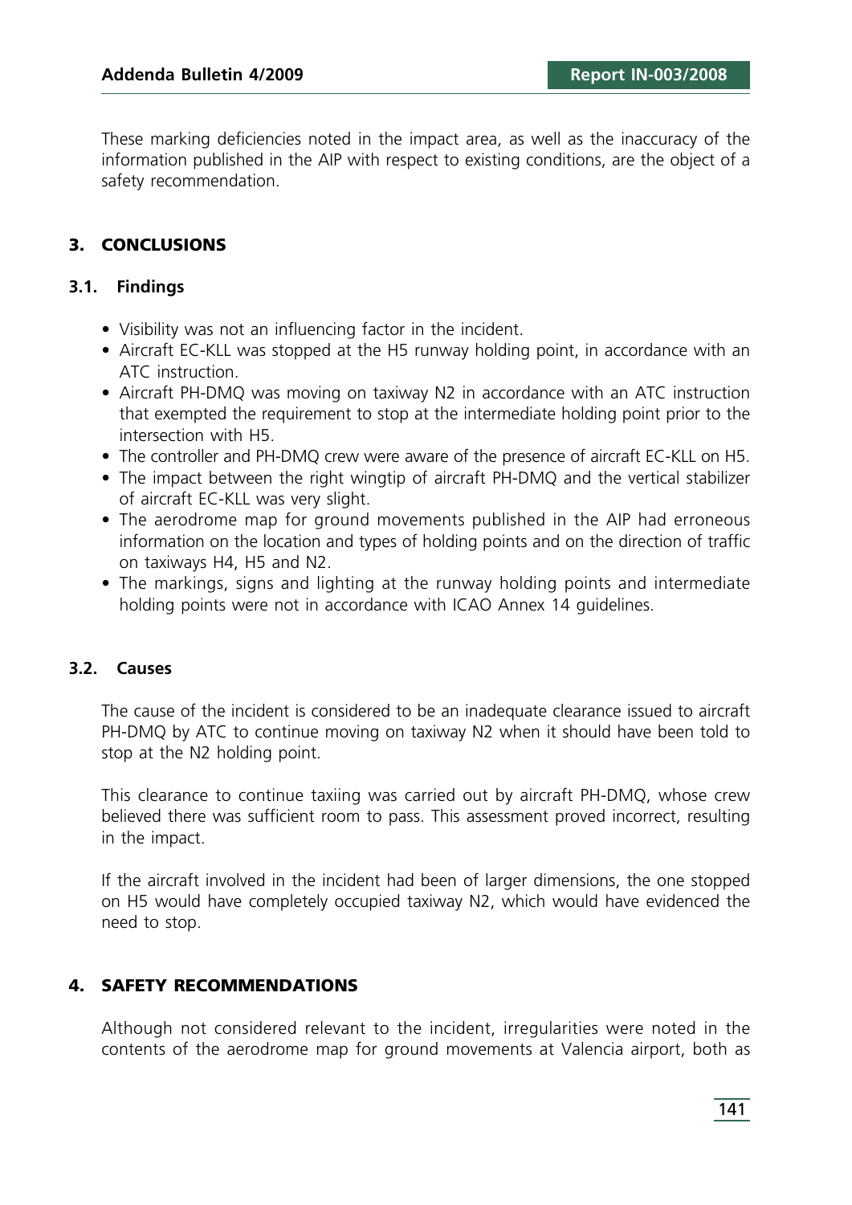These marking deficiencies noted in the impact area, as well as the inaccuracy of the information published in the AIP with respect to existing conditions, are the object of a safety recommendation.

## 3. CONCLUSIONS

### 3.1. Findings

- Visibility was not an influencing factor in the incident.
- Aircraft EC-KLL was stopped at the H5 runway holding point, in accordance with an ATC instruction.
- Aircraft PH-DMQ was moving on taxiway N2 in accordance with an ATC instruction that exempted the requirement to stop at the intermediate holding point prior to the intersection with H5.
- The controller and PH-DMQ crew were aware of the presence of aircraft EC-KLL on H5.
- The impact between the right wingtip of aircraft PH-DMQ and the vertical stabilizer of aircraft EC-KLL was very slight.
- The aerodrome map for ground movements published in the AIP had erroneous information on the location and types of holding points and on the direction of traffic on taxiways H4, H5 and N2.
- The markings, signs and lighting at the runway holding points and intermediate holding points were not in accordance with ICAO Annex 14 guidelines.

### 3.2. Causes

The cause of the incident is considered to be an inadequate clearance issued to aircraft PH-DMQ by ATC to continue moving on taxiway N2 when it should have been told to stop at the N2 holding point.

This clearance to continue taxiing was carried out by aircraft PH-DMQ, whose crew believed there was sufficient room to pass. This assessment proved incorrect, resulting in the impact.

If the aircraft involved in the incident had been of larger dimensions, the one stopped on H5 would have completely occupied taxiway N2, which would have evidenced the need to stop.

## 4. SAFETY RECOMMENDATIONS

Although not considered relevant to the incident, irregularities were noted in the contents of the aerodrome map for ground movements at Valencia airport, both as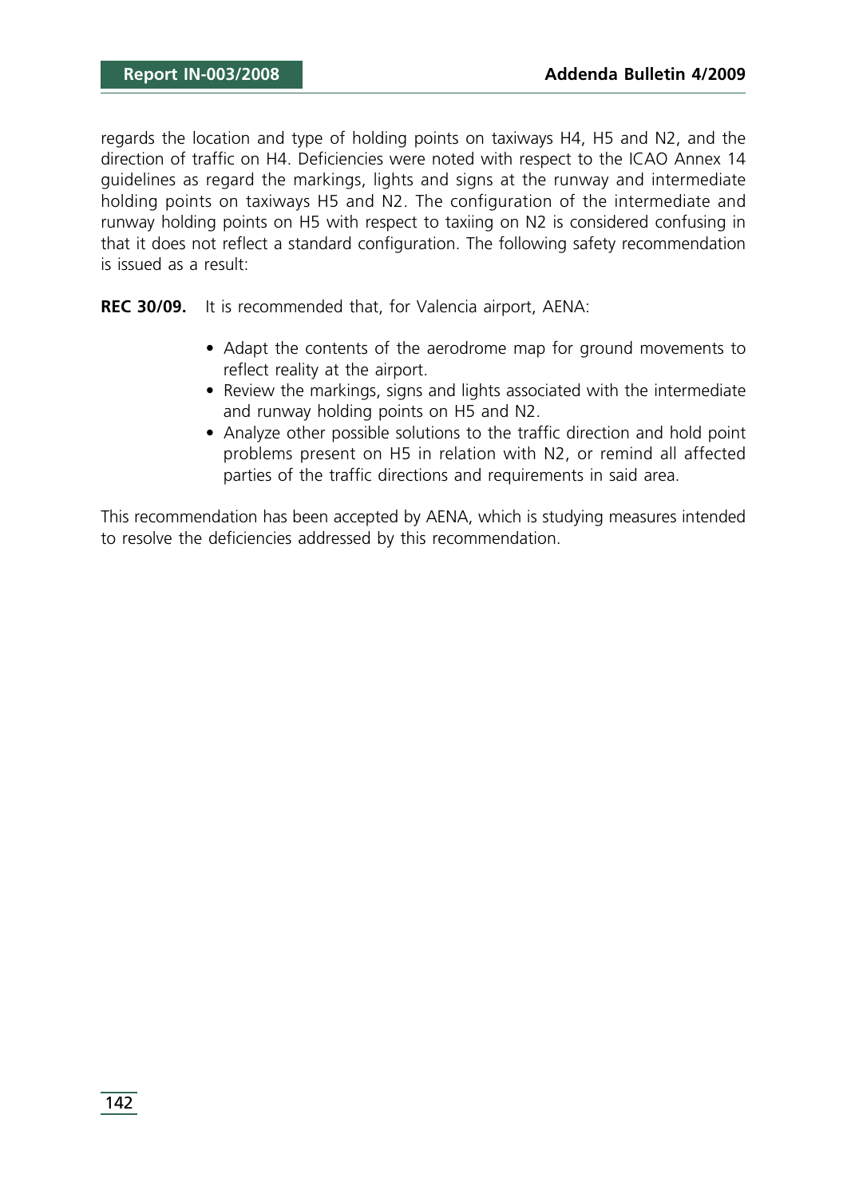regards the location and type of holding points on taxiways H4, H5 and N2, and the direction of traffic on H4. Deficiencies were noted with respect to the ICAO Annex 14 guidelines as regard the markings, lights and signs at the runway and intermediate holding points on taxiways H5 and N2. The configuration of the intermediate and runway holding points on H5 with respect to taxiing on N2 is considered confusing in that it does not reflect a standard configuration. The following safety recommendation is issued as a result:

**REC 30/09.** It is recommended that, for Valencia airport, AENA:

- Adapt the contents of the aerodrome map for ground movements to reflect reality at the airport.
- Review the markings, signs and lights associated with the intermediate and runway holding points on H5 and N2.
- Analyze other possible solutions to the traffic direction and hold point problems present on H5 in relation with N2, or remind all affected parties of the traffic directions and requirements in said area.

This recommendation has been accepted by AENA, which is studying measures intended to resolve the deficiencies addressed by this recommendation.